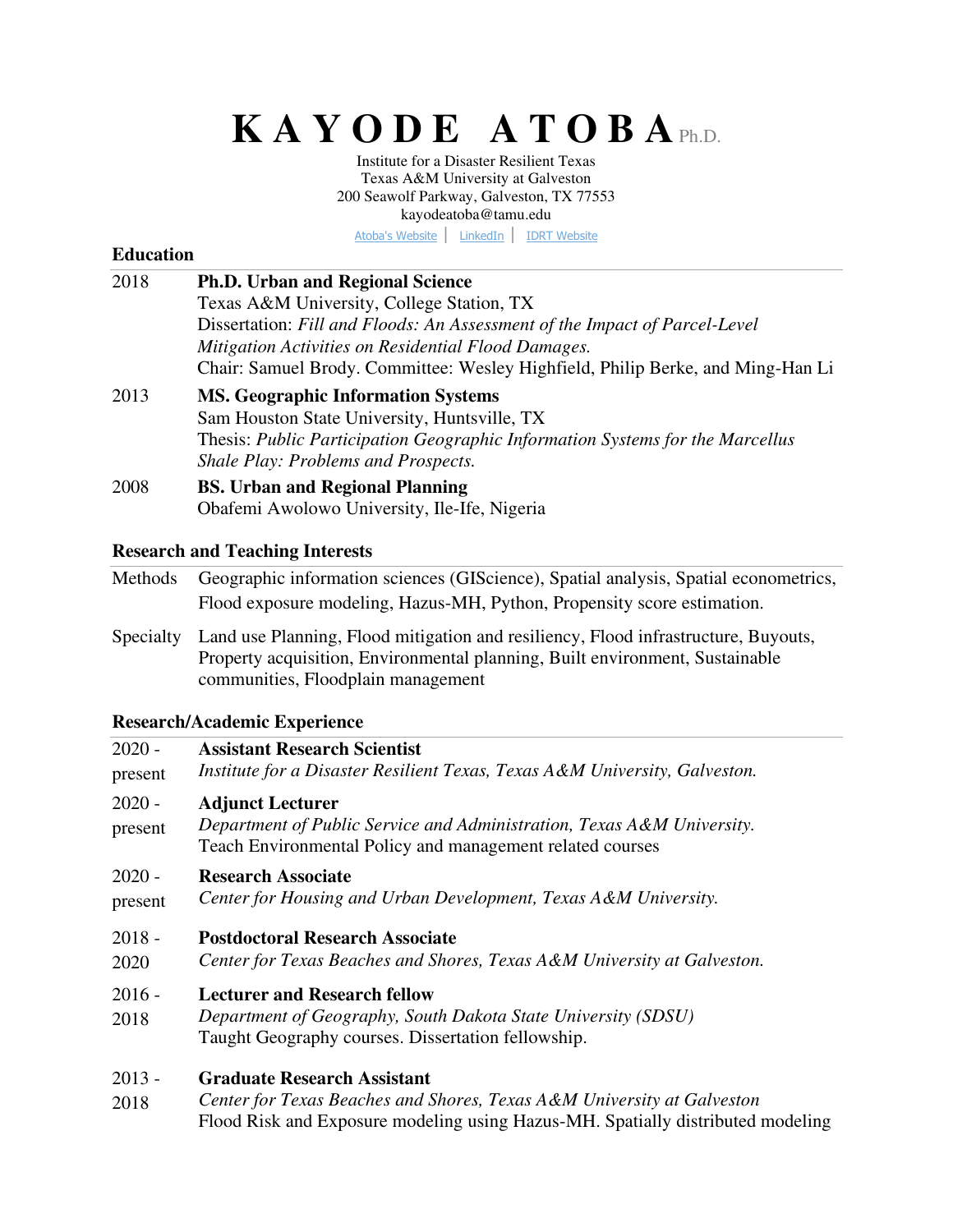# K A Y O D E A T O B A Ph.D.

Institute for a Disaster Resilient Texas
Texas A&M University at Galveston
200 Seawolf Parkway, Galveston, TX 77553
kayodeatoba@tamu.edu

Atoba's Website | LinkedIn | IDRT Website

## Education

**2018** — **Ph.D. Urban and Regional Science**
Texas A&M University, College Station, TX
Dissertation: *Fill and Floods: An Assessment of the Impact of Parcel-Level Mitigation Activities on Residential Flood Damages.*
Chair: Samuel Brody. Committee: Wesley Highfield, Philip Berke, and Ming-Han Li

**2013** — **MS. Geographic Information Systems**
Sam Houston State University, Huntsville, TX
Thesis: *Public Participation Geographic Information Systems for the Marcellus Shale Play: Problems and Prospects.*

**2008** — **BS. Urban and Regional Planning**
Obafemi Awolowo University, Ile-Ife, Nigeria

## Research and Teaching Interests

**Methods** — Geographic information sciences (GIScience), Spatial analysis, Spatial econometrics, Flood exposure modeling, Hazus-MH, Python, Propensity score estimation.

**Specialty** — Land use Planning, Flood mitigation and resiliency, Flood infrastructure, Buyouts, Property acquisition, Environmental planning, Built environment, Sustainable communities, Floodplain management

## Research/Academic Experience

**2020 - present** — **Assistant Research Scientist**
*Institute for a Disaster Resilient Texas, Texas A&M University, Galveston.*

**2020 - present** — **Adjunct Lecturer**
*Department of Public Service and Administration, Texas A&M University.*
Teach Environmental Policy and management related courses

**2020 - present** — **Research Associate**
*Center for Housing and Urban Development, Texas A&M University.*

**2018 - 2020** — **Postdoctoral Research Associate**
*Center for Texas Beaches and Shores, Texas A&M University at Galveston.*

**2016 - 2018** — **Lecturer and Research fellow**
*Department of Geography, South Dakota State University (SDSU)*
Taught Geography courses. Dissertation fellowship.

**2013 - 2018** — **Graduate Research Assistant**
*Center for Texas Beaches and Shores, Texas A&M University at Galveston*
Flood Risk and Exposure modeling using Hazus-MH. Spatially distributed modeling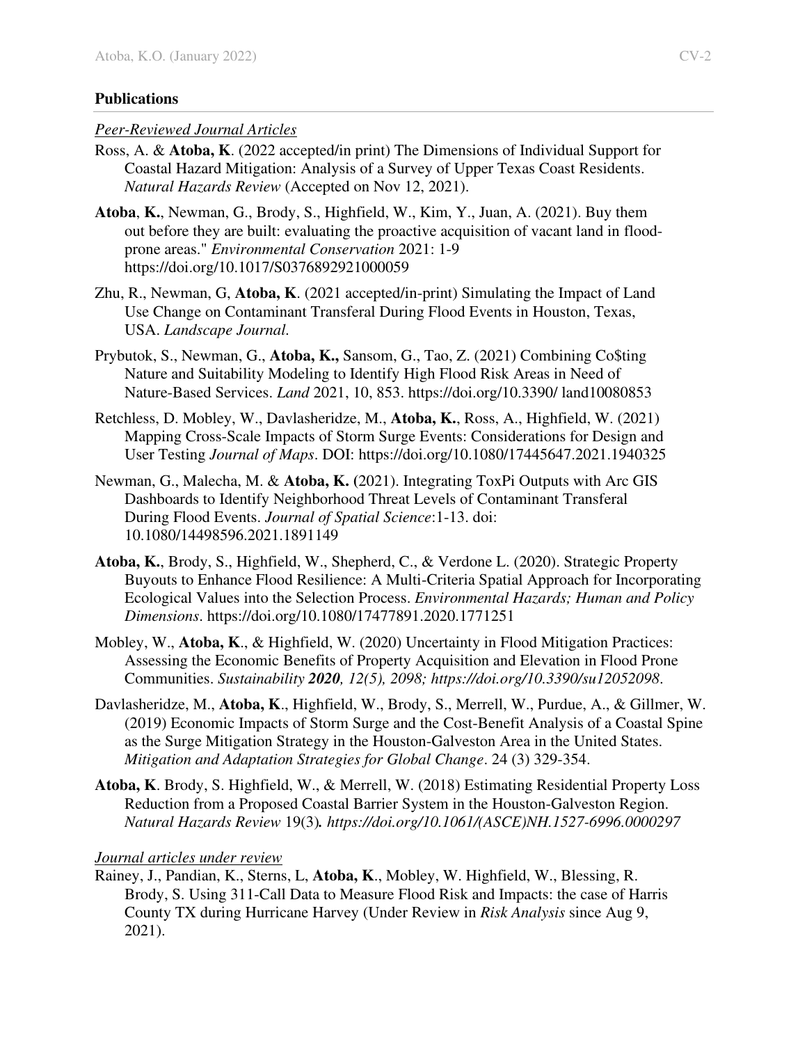## Publications

*Peer-Reviewed Journal Articles*

Ross, A. & **Atoba, K**. (2022 accepted/in print) The Dimensions of Individual Support for Coastal Hazard Mitigation: Analysis of a Survey of Upper Texas Coast Residents. *Natural Hazards Review* (Accepted on Nov 12, 2021).

**Atoba**, **K.**, Newman, G., Brody, S., Highfield, W., Kim, Y., Juan, A. (2021). Buy them out before they are built: evaluating the proactive acquisition of vacant land in flood-prone areas." *Environmental Conservation* 2021: 1-9 https://doi.org/10.1017/S0376892921000059

Zhu, R., Newman, G, **Atoba, K**. (2021 accepted/in-print) Simulating the Impact of Land Use Change on Contaminant Transferal During Flood Events in Houston, Texas, USA. *Landscape Journal.*

Prybutok, S., Newman, G., **Atoba, K.,** Sansom, G., Tao, Z. (2021) Combining Co$ting Nature and Suitability Modeling to Identify High Flood Risk Areas in Need of Nature-Based Services. *Land* 2021, 10, 853. https://doi.org/10.3390/ land10080853

Retchless, D. Mobley, W., Davlasheridze, M., **Atoba, K.**, Ross, A., Highfield, W. (2021) Mapping Cross-Scale Impacts of Storm Surge Events: Considerations for Design and User Testing *Journal of Maps*. DOI: https://doi.org/10.1080/17445647.2021.1940325

Newman, G., Malecha, M. & **Atoba, K. (**2021). Integrating ToxPi Outputs with Arc GIS Dashboards to Identify Neighborhood Threat Levels of Contaminant Transferal During Flood Events. *Journal of Spatial Science*:1-13. doi: 10.1080/14498596.2021.1891149

**Atoba, K.**, Brody, S., Highfield, W., Shepherd, C., & Verdone L. (2020). Strategic Property Buyouts to Enhance Flood Resilience: A Multi-Criteria Spatial Approach for Incorporating Ecological Values into the Selection Process. *Environmental Hazards; Human and Policy Dimensions*. https://doi.org/10.1080/17477891.2020.1771251

Mobley, W., **Atoba, K**., & Highfield, W. (2020) Uncertainty in Flood Mitigation Practices: Assessing the Economic Benefits of Property Acquisition and Elevation in Flood Prone Communities. *Sustainability* ***2020****, 12(5), 2098; https://doi.org/10.3390/su12052098*.

Davlasheridze, M., **Atoba, K**., Highfield, W., Brody, S., Merrell, W., Purdue, A., & Gillmer, W. (2019) Economic Impacts of Storm Surge and the Cost-Benefit Analysis of a Coastal Spine as the Surge Mitigation Strategy in the Houston-Galveston Area in the United States. *Mitigation and Adaptation Strategies for Global Change*. 24 (3) 329-354.

**Atoba, K**. Brody, S. Highfield, W., & Merrell, W. (2018) Estimating Residential Property Loss Reduction from a Proposed Coastal Barrier System in the Houston-Galveston Region. *Natural Hazards Review* 19(3)**.** *https://doi.org/10.1061/(ASCE)NH.1527-6996.0000297*

*Journal articles under review*

Rainey, J., Pandian, K., Sterns, L, **Atoba, K**., Mobley, W. Highfield, W., Blessing, R. Brody, S. Using 311-Call Data to Measure Flood Risk and Impacts: the case of Harris County TX during Hurricane Harvey (Under Review in *Risk Analysis* since Aug 9, 2021).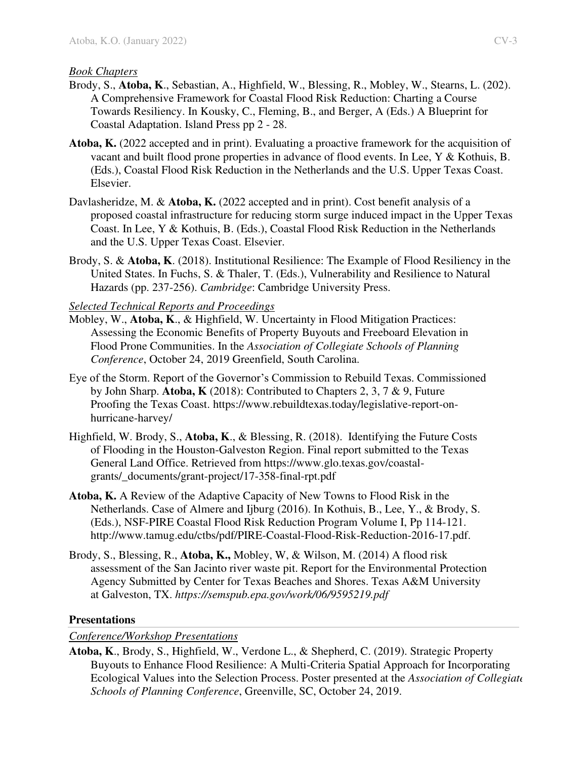*Book Chapters*

Brody, S., **Atoba, K**., Sebastian, A., Highfield, W., Blessing, R., Mobley, W., Stearns, L. (202). A Comprehensive Framework for Coastal Flood Risk Reduction: Charting a Course Towards Resiliency. In Kousky, C., Fleming, B., and Berger, A (Eds.) A Blueprint for Coastal Adaptation. Island Press pp 2 - 28.

**Atoba, K.** (2022 accepted and in print). Evaluating a proactive framework for the acquisition of vacant and built flood prone properties in advance of flood events. In Lee, Y & Kothuis, B. (Eds.), Coastal Flood Risk Reduction in the Netherlands and the U.S. Upper Texas Coast. Elsevier.

Davlasheridze, M. & **Atoba, K.** (2022 accepted and in print). Cost benefit analysis of a proposed coastal infrastructure for reducing storm surge induced impact in the Upper Texas Coast. In Lee, Y & Kothuis, B. (Eds.), Coastal Flood Risk Reduction in the Netherlands and the U.S. Upper Texas Coast. Elsevier.

Brody, S. & **Atoba, K**. (2018). Institutional Resilience: The Example of Flood Resiliency in the United States. In Fuchs, S. & Thaler, T. (Eds.), Vulnerability and Resilience to Natural Hazards (pp. 237-256). *Cambridge*: Cambridge University Press.

*Selected Technical Reports and Proceedings*

Mobley, W., **Atoba, K**., & Highfield, W. Uncertainty in Flood Mitigation Practices: Assessing the Economic Benefits of Property Buyouts and Freeboard Elevation in Flood Prone Communities. In the *Association of Collegiate Schools of Planning Conference*, October 24, 2019 Greenfield, South Carolina.

Eye of the Storm. Report of the Governor's Commission to Rebuild Texas. Commissioned by John Sharp. **Atoba, K** (2018): Contributed to Chapters 2, 3, 7 & 9, Future Proofing the Texas Coast. https://www.rebuildtexas.today/legislative-report-on-hurricane-harvey/

Highfield, W. Brody, S., **Atoba, K**., & Blessing, R. (2018). Identifying the Future Costs of Flooding in the Houston-Galveston Region. Final report submitted to the Texas General Land Office. Retrieved from https://www.glo.texas.gov/coastal-grants/_documents/grant-project/17-358-final-rpt.pdf

**Atoba, K.** A Review of the Adaptive Capacity of New Towns to Flood Risk in the Netherlands. Case of Almere and Ijburg (2016). In Kothuis, B., Lee, Y., & Brody, S. (Eds.), NSF-PIRE Coastal Flood Risk Reduction Program Volume I, Pp 114-121. http://www.tamug.edu/ctbs/pdf/PIRE-Coastal-Flood-Risk-Reduction-2016-17.pdf.

Brody, S., Blessing, R., **Atoba, K.,** Mobley, W, & Wilson, M. (2014) A flood risk assessment of the San Jacinto river waste pit. Report for the Environmental Protection Agency Submitted by Center for Texas Beaches and Shores. Texas A&M University at Galveston, TX. *https://semspub.epa.gov/work/06/9595219.pdf*

## Presentations

*Conference/Workshop Presentations*

**Atoba, K**., Brody, S., Highfield, W., Verdone L., & Shepherd, C. (2019). Strategic Property Buyouts to Enhance Flood Resilience: A Multi-Criteria Spatial Approach for Incorporating Ecological Values into the Selection Process. Poster presented at the *Association of Collegiate Schools of Planning Conference*, Greenville, SC, October 24, 2019.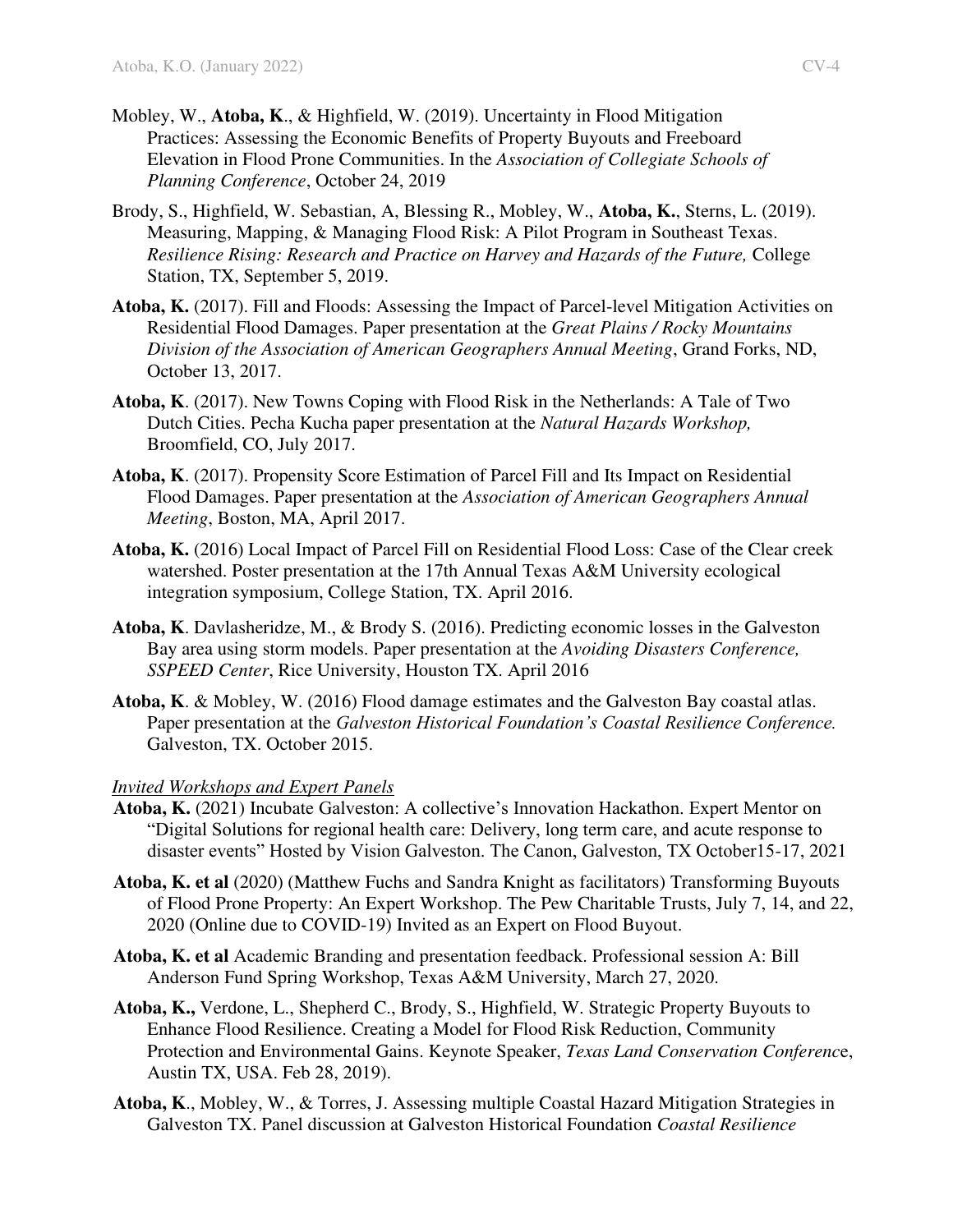Mobley, W., **Atoba, K**., & Highfield, W. (2019). Uncertainty in Flood Mitigation Practices: Assessing the Economic Benefits of Property Buyouts and Freeboard Elevation in Flood Prone Communities. In the *Association of Collegiate Schools of Planning Conference*, October 24, 2019

Brody, S., Highfield, W. Sebastian, A, Blessing R., Mobley, W., **Atoba, K.**, Sterns, L. (2019). Measuring, Mapping, & Managing Flood Risk: A Pilot Program in Southeast Texas. *Resilience Rising: Research and Practice on Harvey and Hazards of the Future,* College Station, TX, September 5, 2019.

**Atoba, K.** (2017). Fill and Floods: Assessing the Impact of Parcel-level Mitigation Activities on Residential Flood Damages. Paper presentation at the *Great Plains / Rocky Mountains Division of the Association of American Geographers Annual Meeting*, Grand Forks, ND, October 13, 2017.

**Atoba, K**. (2017). New Towns Coping with Flood Risk in the Netherlands: A Tale of Two Dutch Cities. Pecha Kucha paper presentation at the *Natural Hazards Workshop,* Broomfield, CO, July 2017.

**Atoba, K**. (2017). Propensity Score Estimation of Parcel Fill and Its Impact on Residential Flood Damages. Paper presentation at the *Association of American Geographers Annual Meeting*, Boston, MA, April 2017.

**Atoba, K.** (2016) Local Impact of Parcel Fill on Residential Flood Loss: Case of the Clear creek watershed. Poster presentation at the 17th Annual Texas A&M University ecological integration symposium, College Station, TX. April 2016.

**Atoba, K**. Davlasheridze, M., & Brody S. (2016). Predicting economic losses in the Galveston Bay area using storm models. Paper presentation at the *Avoiding Disasters Conference, SSPEED Center*, Rice University, Houston TX. April 2016

**Atoba, K**. & Mobley, W. (2016) Flood damage estimates and the Galveston Bay coastal atlas. Paper presentation at the *Galveston Historical Foundation's Coastal Resilience Conference.* Galveston, TX. October 2015.

*Invited Workshops and Expert Panels*

**Atoba, K.** (2021) Incubate Galveston: A collective's Innovation Hackathon. Expert Mentor on "Digital Solutions for regional health care: Delivery, long term care, and acute response to disaster events" Hosted by Vision Galveston. The Canon, Galveston, TX October15-17, 2021

**Atoba, K. et al** (2020) (Matthew Fuchs and Sandra Knight as facilitators) Transforming Buyouts of Flood Prone Property: An Expert Workshop. The Pew Charitable Trusts, July 7, 14, and 22, 2020 (Online due to COVID-19) Invited as an Expert on Flood Buyout.

**Atoba, K. et al** Academic Branding and presentation feedback. Professional session A: Bill Anderson Fund Spring Workshop, Texas A&M University, March 27, 2020.

**Atoba, K.,** Verdone, L., Shepherd C., Brody, S., Highfield, W. Strategic Property Buyouts to Enhance Flood Resilience. Creating a Model for Flood Risk Reduction, Community Protection and Environmental Gains. Keynote Speaker, *Texas Land Conservation Conferenc*e, Austin TX, USA. Feb 28, 2019).

**Atoba, K**., Mobley, W., & Torres, J. Assessing multiple Coastal Hazard Mitigation Strategies in Galveston TX. Panel discussion at Galveston Historical Foundation *Coastal Resilience*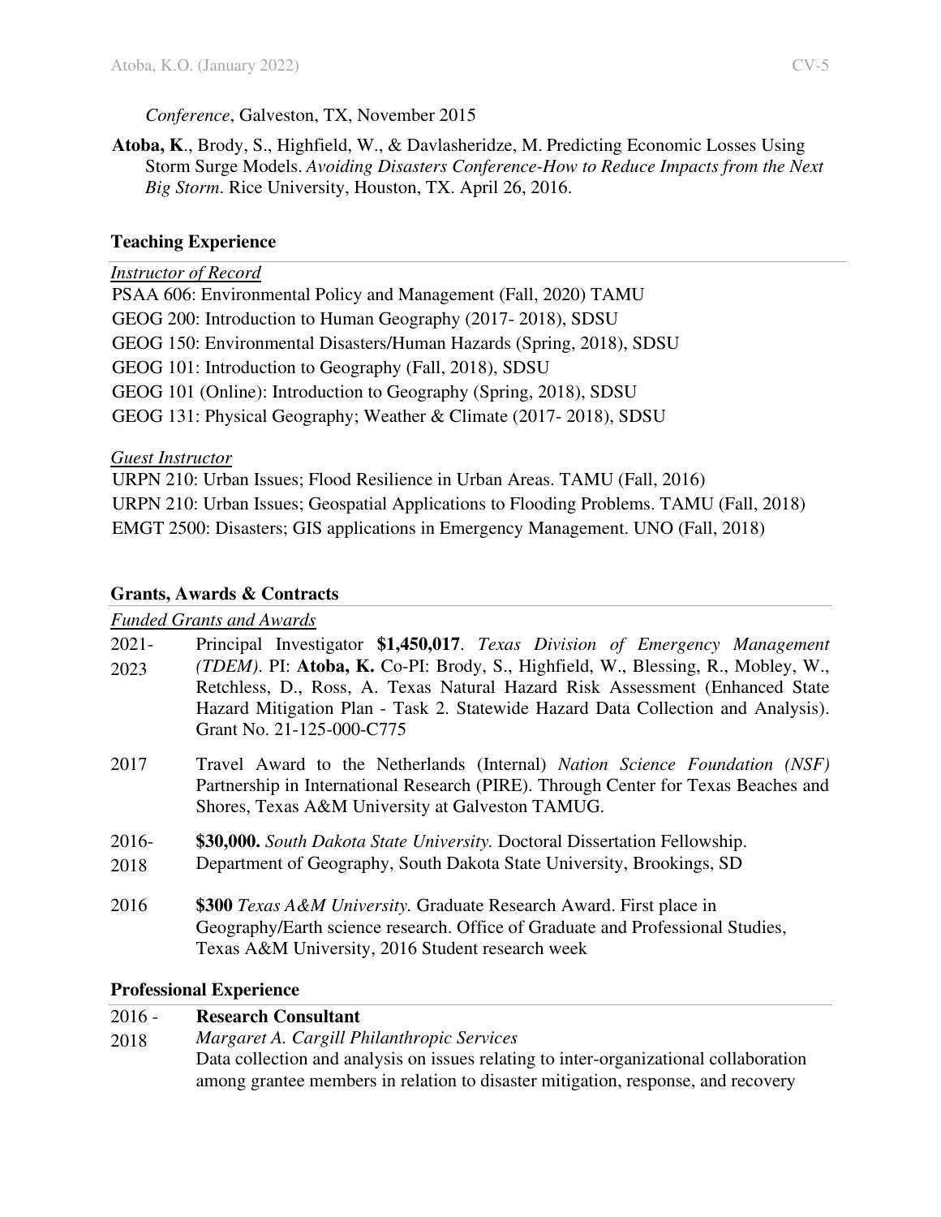*Conference*, Galveston, TX, November 2015

**Atoba, K**., Brody, S., Highfield, W., & Davlasheridze, M. Predicting Economic Losses Using Storm Surge Models. *Avoiding Disasters Conference-How to Reduce Impacts from the Next Big Storm*. Rice University, Houston, TX. April 26, 2016.

## Teaching Experience

*Instructor of Record*

PSAA 606: Environmental Policy and Management (Fall, 2020) TAMU
GEOG 200: Introduction to Human Geography (2017- 2018), SDSU
GEOG 150: Environmental Disasters/Human Hazards (Spring, 2018), SDSU
GEOG 101: Introduction to Geography (Fall, 2018), SDSU
GEOG 101 (Online): Introduction to Geography (Spring, 2018), SDSU
GEOG 131: Physical Geography; Weather & Climate (2017- 2018), SDSU

*Guest Instructor*

URPN 210: Urban Issues; Flood Resilience in Urban Areas. TAMU (Fall, 2016)
URPN 210: Urban Issues; Geospatial Applications to Flooding Problems. TAMU (Fall, 2018)
EMGT 2500: Disasters; GIS applications in Emergency Management. UNO (Fall, 2018)

## Grants, Awards & Contracts

*Funded Grants and Awards*

2021-2023 Principal Investigator **$1,450,017**. *Texas Division of Emergency Management (TDEM)*. PI: **Atoba, K.** Co-PI: Brody, S., Highfield, W., Blessing, R., Mobley, W., Retchless, D., Ross, A. Texas Natural Hazard Risk Assessment (Enhanced State Hazard Mitigation Plan - Task 2. Statewide Hazard Data Collection and Analysis). Grant No. 21-125-000-C775

2017 Travel Award to the Netherlands (Internal) *Nation Science Foundation (NSF)* Partnership in International Research (PIRE). Through Center for Texas Beaches and Shores, Texas A&M University at Galveston TAMUG.

2016-2018 **$30,000.** *South Dakota State University.* Doctoral Dissertation Fellowship. Department of Geography, South Dakota State University, Brookings, SD

2016 **$300** *Texas A&M University.* Graduate Research Award. First place in Geography/Earth science research. Office of Graduate and Professional Studies, Texas A&M University, 2016 Student research week

## Professional Experience

2016 - 2018 **Research Consultant**
*Margaret A. Cargill Philanthropic Services*
Data collection and analysis on issues relating to inter-organizational collaboration among grantee members in relation to disaster mitigation, response, and recovery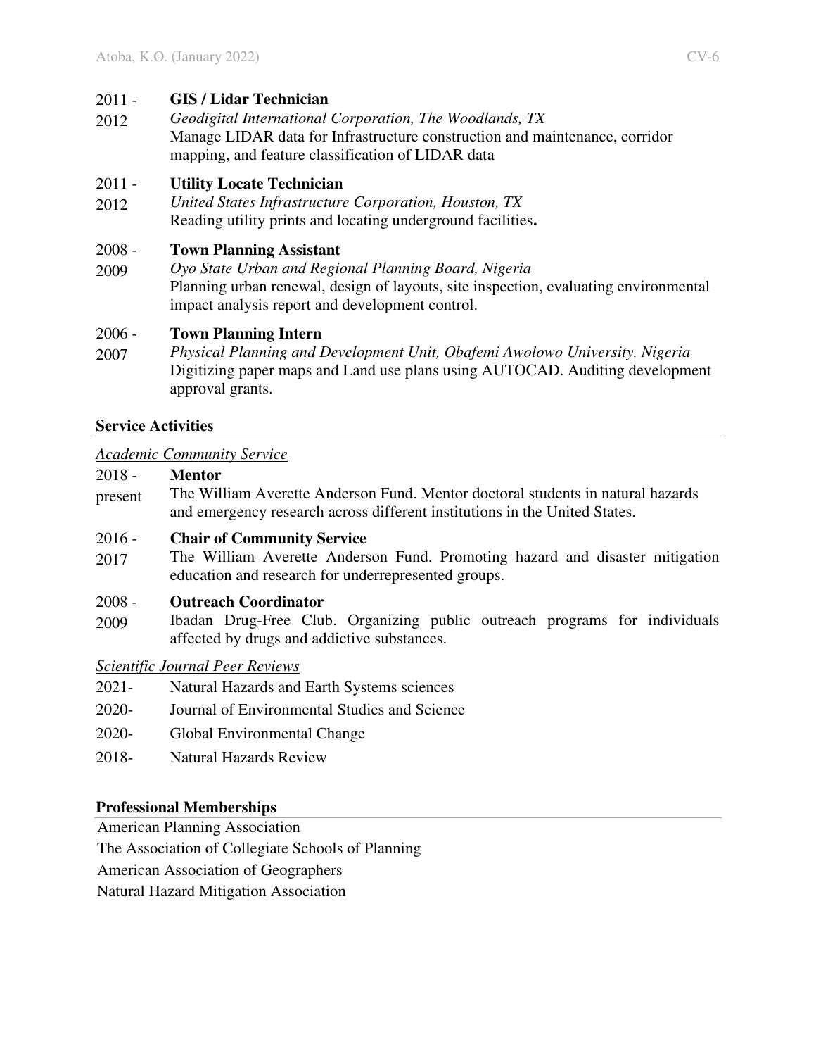2011 - 2012 **GIS / Lidar Technician**
*Geodigital International Corporation, The Woodlands, TX*
Manage LIDAR data for Infrastructure construction and maintenance, corridor mapping, and feature classification of LIDAR data

2011 - 2012 **Utility Locate Technician**
*United States Infrastructure Corporation, Houston, TX*
Reading utility prints and locating underground facilities**.**

2008 - 2009 **Town Planning Assistant**
*Oyo State Urban and Regional Planning Board, Nigeria*
Planning urban renewal, design of layouts, site inspection, evaluating environmental impact analysis report and development control.

2006 - 2007 **Town Planning Intern**
*Physical Planning and Development Unit, Obafemi Awolowo University. Nigeria*
Digitizing paper maps and Land use plans using AUTOCAD. Auditing development approval grants.

## Service Activities

*Academic Community Service*

2018 - present **Mentor**
The William Averette Anderson Fund. Mentor doctoral students in natural hazards and emergency research across different institutions in the United States.

2016 - 2017 **Chair of Community Service**
The William Averette Anderson Fund. Promoting hazard and disaster mitigation education and research for underrepresented groups.

2008 - 2009 **Outreach Coordinator**
Ibadan Drug-Free Club. Organizing public outreach programs for individuals affected by drugs and addictive substances.

*Scientific Journal Peer Reviews*

2021- Natural Hazards and Earth Systems sciences

2020- Journal of Environmental Studies and Science

2020- Global Environmental Change

2018- Natural Hazards Review

## Professional Memberships

American Planning Association

The Association of Collegiate Schools of Planning

American Association of Geographers

Natural Hazard Mitigation Association